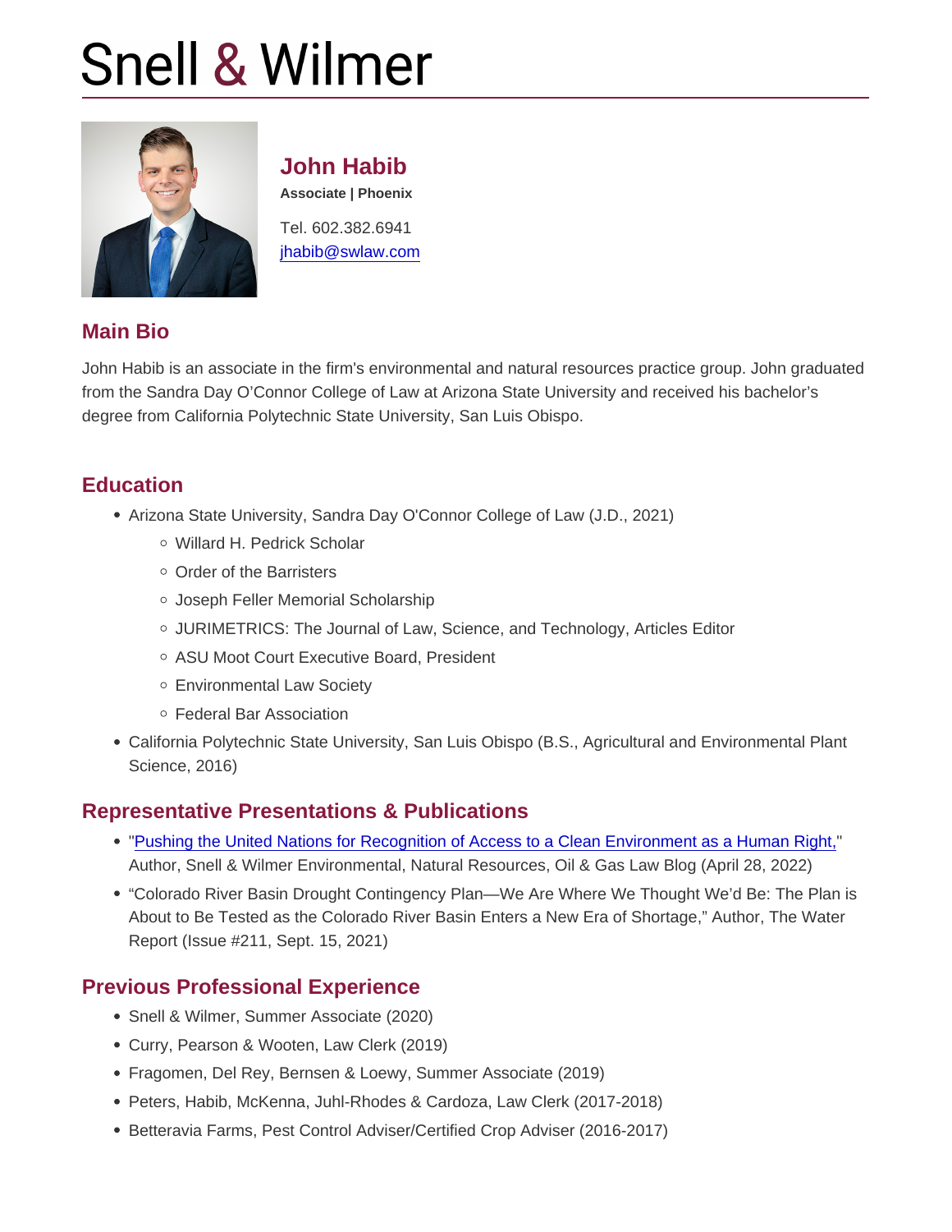# Snell & Wilmer

## John Habib

**Associate | Phoenix**

Tel. 602.382.6941

jhabib@swlaw.com

## Main Bio

John Habib is an associate in the firm's environmental and natural resources practice group. John graduated from the Sandra Day O'Connor College of Law at Arizona State University and received his bachelor's degree from California Polytechnic State University, San Luis Obispo.

## Education

- Arizona State University, Sandra Day O'Connor College of Law (J.D., 2021)
  - Willard H. Pedrick Scholar
  - Order of the Barristers
  - Joseph Feller Memorial Scholarship
  - JURIMETRICS: The Journal of Law, Science, and Technology, Articles Editor
  - ASU Moot Court Executive Board, President
  - Environmental Law Society
  - Federal Bar Association
- California Polytechnic State University, San Luis Obispo (B.S., Agricultural and Environmental Plant Science, 2016)

## Representative Presentations & Publications

- "Pushing the United Nations for Recognition of Access to a Clean Environment as a Human Right," Author, Snell & Wilmer Environmental, Natural Resources, Oil & Gas Law Blog (April 28, 2022)
- "Colorado River Basin Drought Contingency Plan—We Are Where We Thought We'd Be: The Plan is About to Be Tested as the Colorado River Basin Enters a New Era of Shortage," Author, The Water Report (Issue #211, Sept. 15, 2021)

## Previous Professional Experience

- Snell & Wilmer, Summer Associate (2020)
- Curry, Pearson & Wooten, Law Clerk (2019)
- Fragomen, Del Rey, Bernsen & Loewy, Summer Associate (2019)
- Peters, Habib, McKenna, Juhl-Rhodes & Cardoza, Law Clerk (2017-2018)
- Betteravia Farms, Pest Control Adviser/Certified Crop Adviser (2016-2017)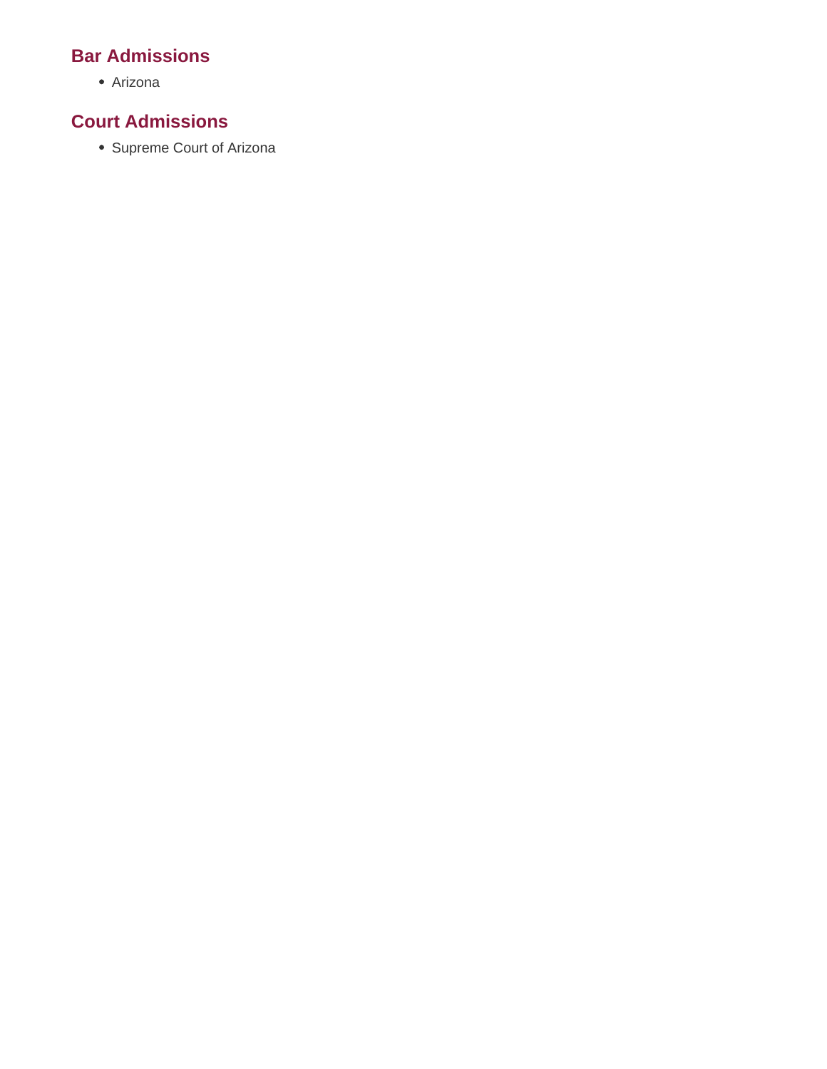## Bar Admissions

- Arizona

## Court Admissions

- Supreme Court of Arizona